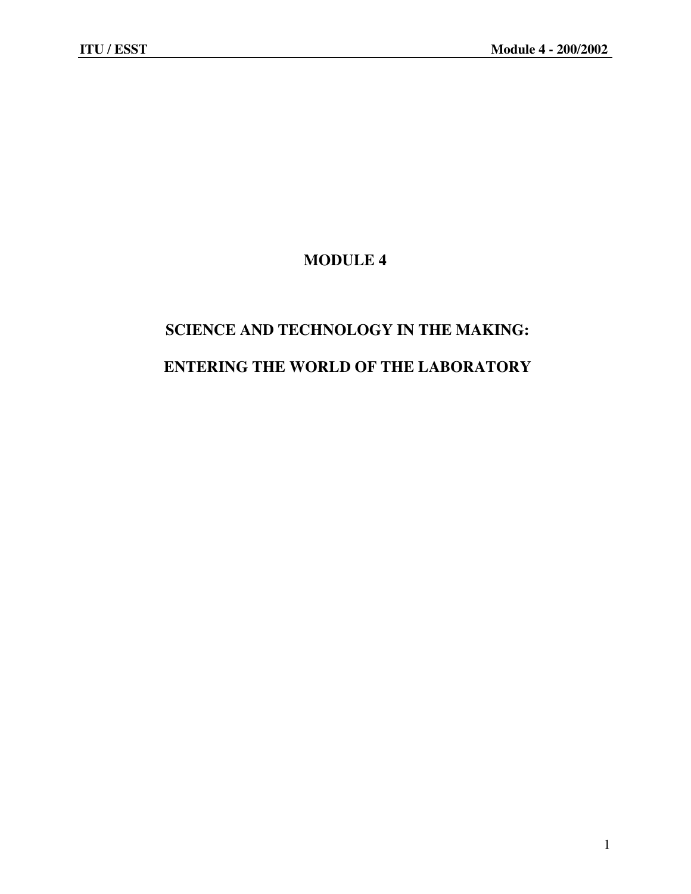# MODULE 4

## SCIENCE AND TECHNOLOGY IN THE MAKING:

## ENTERING THE WORLD OF THE LABORATORY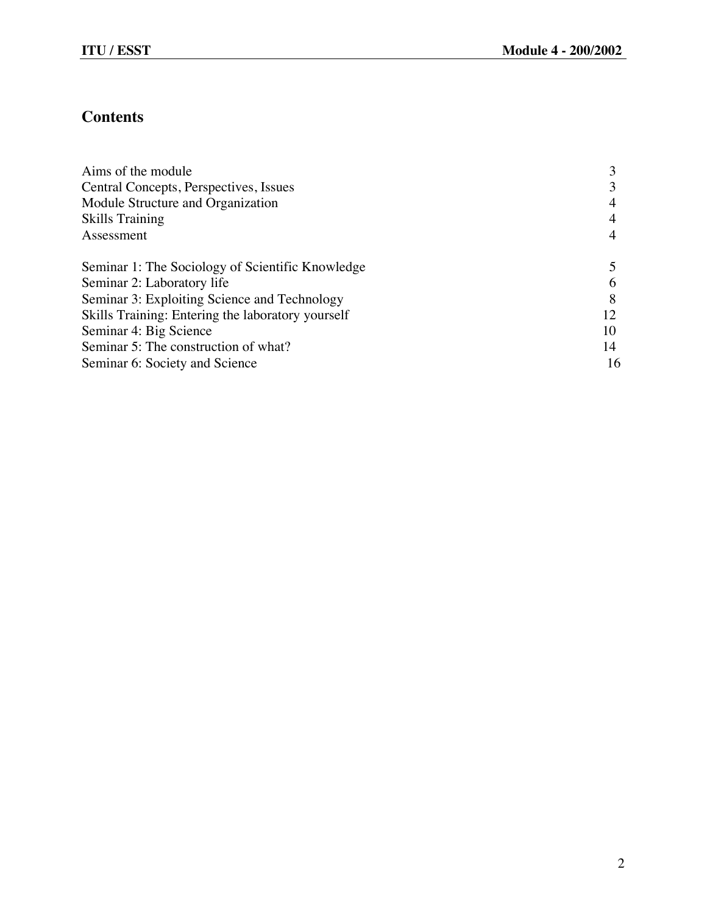## Contents

| | |
|---|---|
| Aims of the module | 3 |
| Central Concepts, Perspectives, Issues | 3 |
| Module Structure and Organization | 4 |
| Skills Training | 4 |
| Assessment | 4 |
| | |
| Seminar 1: The Sociology of Scientific Knowledge | 5 |
| Seminar 2: Laboratory life | 6 |
| Seminar 3: Exploiting Science and Technology | 8 |
| Skills Training: Entering the laboratory yourself | 12 |
| Seminar 4: Big Science | 10 |
| Seminar 5: The construction of what? | 14 |
| Seminar 6: Society and Science | 16 |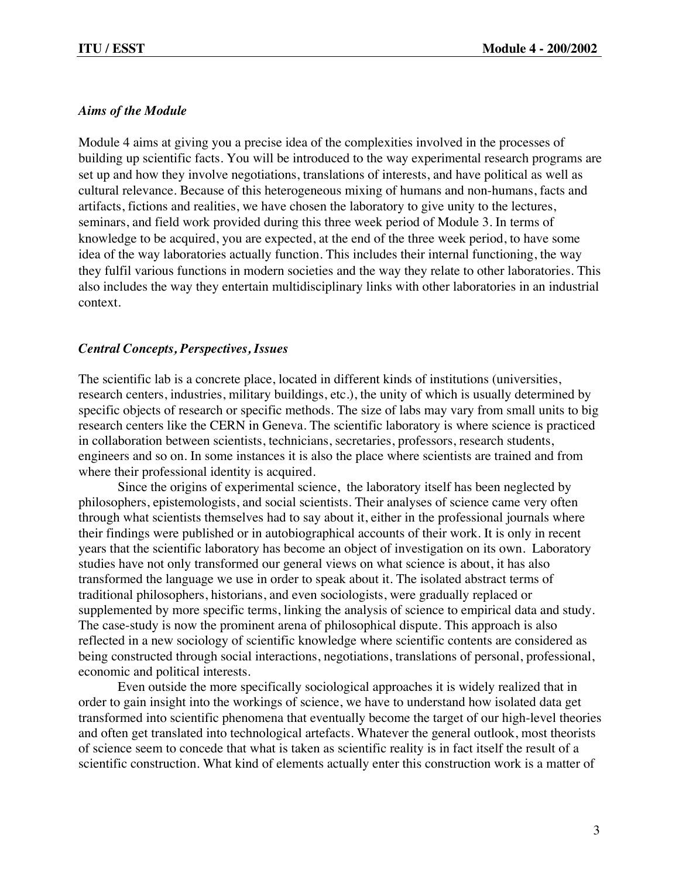### *Aims of the Module*

Module 4 aims at giving you a precise idea of the complexities involved in the processes of building up scientific facts. You will be introduced to the way experimental research programs are set up and how they involve negotiations, translations of interests, and have political as well as cultural relevance. Because of this heterogeneous mixing of humans and non-humans, facts and artifacts, fictions and realities, we have chosen the laboratory to give unity to the lectures, seminars, and field work provided during this three week period of Module 3. In terms of knowledge to be acquired, you are expected, at the end of the three week period, to have some idea of the way laboratories actually function. This includes their internal functioning, the way they fulfil various functions in modern societies and the way they relate to other laboratories. This also includes the way they entertain multidisciplinary links with other laboratories in an industrial context.

### *Central Concepts, Perspectives, Issues*

The scientific lab is a concrete place, located in different kinds of institutions (universities, research centers, industries, military buildings, etc.), the unity of which is usually determined by specific objects of research or specific methods. The size of labs may vary from small units to big research centers like the CERN in Geneva. The scientific laboratory is where science is practiced in collaboration between scientists, technicians, secretaries, professors, research students, engineers and so on. In some instances it is also the place where scientists are trained and from where their professional identity is acquired.

Since the origins of experimental science, the laboratory itself has been neglected by philosophers, epistemologists, and social scientists. Their analyses of science came very often through what scientists themselves had to say about it, either in the professional journals where their findings were published or in autobiographical accounts of their work. It is only in recent years that the scientific laboratory has become an object of investigation on its own. Laboratory studies have not only transformed our general views on what science is about, it has also transformed the language we use in order to speak about it. The isolated abstract terms of traditional philosophers, historians, and even sociologists, were gradually replaced or supplemented by more specific terms, linking the analysis of science to empirical data and study. The case-study is now the prominent arena of philosophical dispute. This approach is also reflected in a new sociology of scientific knowledge where scientific contents are considered as being constructed through social interactions, negotiations, translations of personal, professional, economic and political interests.

Even outside the more specifically sociological approaches it is widely realized that in order to gain insight into the workings of science, we have to understand how isolated data get transformed into scientific phenomena that eventually become the target of our high-level theories and often get translated into technological artefacts. Whatever the general outlook, most theorists of science seem to concede that what is taken as scientific reality is in fact itself the result of a scientific construction. What kind of elements actually enter this construction work is a matter of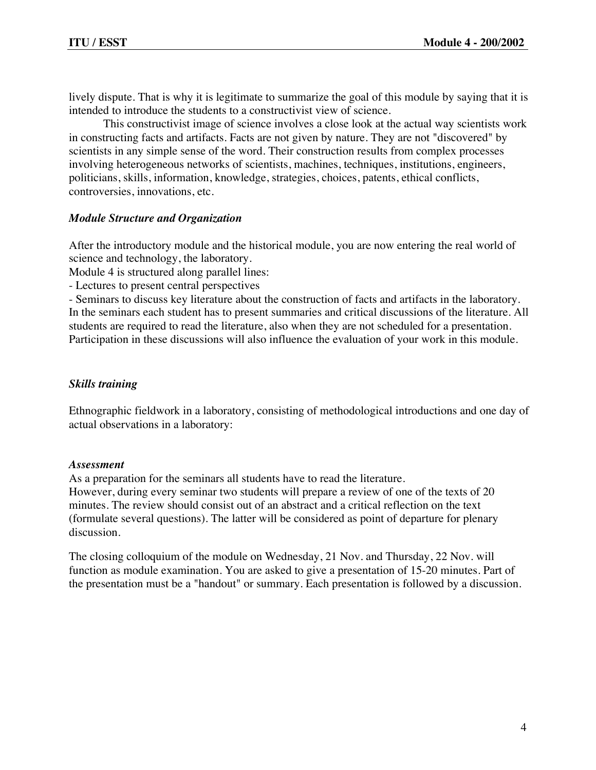lively dispute. That is why it is legitimate to summarize the goal of this module by saying that it is intended to introduce the students to a constructivist view of science.

This constructivist image of science involves a close look at the actual way scientists work in constructing facts and artifacts. Facts are not given by nature. They are not "discovered" by scientists in any simple sense of the word. Their construction results from complex processes involving heterogeneous networks of scientists, machines, techniques, institutions, engineers, politicians, skills, information, knowledge, strategies, choices, patents, ethical conflicts, controversies, innovations, etc.

### *Module Structure and Organization*

After the introductory module and the historical module, you are now entering the real world of science and technology, the laboratory.
Module 4 is structured along parallel lines:

- Lectures to present central perspectives
- Seminars to discuss key literature about the construction of facts and artifacts in the laboratory.

In the seminars each student has to present summaries and critical discussions of the literature. All students are required to read the literature, also when they are not scheduled for a presentation. Participation in these discussions will also influence the evaluation of your work in this module.

### *Skills training*

Ethnographic fieldwork in a laboratory, consisting of methodological introductions and one day of actual observations in a laboratory:

### *Assessment*

As a preparation for the seminars all students have to read the literature.
However, during every seminar two students will prepare a review of one of the texts of 20 minutes. The review should consist out of an abstract and a critical reflection on the text (formulate several questions). The latter will be considered as point of departure for plenary discussion.

The closing colloquium of the module on Wednesday, 21 Nov. and Thursday, 22 Nov. will function as module examination. You are asked to give a presentation of 15-20 minutes. Part of the presentation must be a "handout" or summary. Each presentation is followed by a discussion.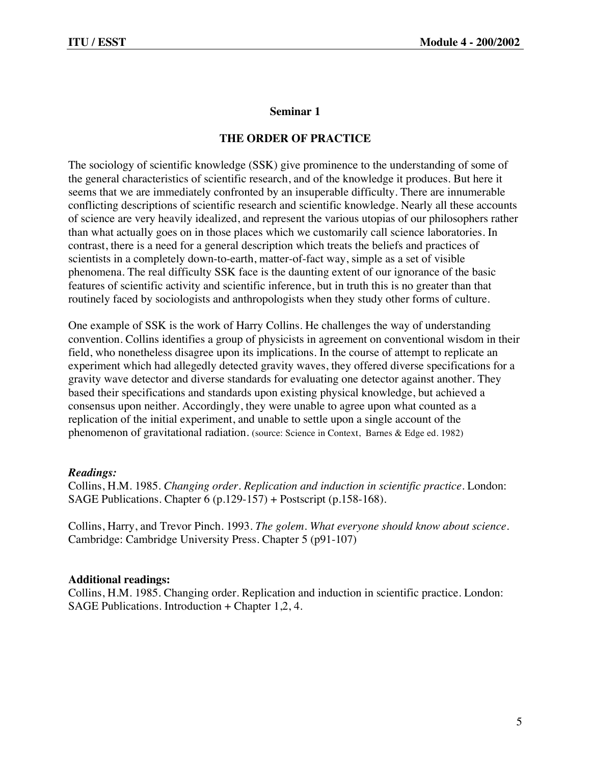## Seminar 1

## THE ORDER OF PRACTICE

The sociology of scientific knowledge (SSK) give prominence to the understanding of some of the general characteristics of scientific research, and of the knowledge it produces. But here it seems that we are immediately confronted by an insuperable difficulty. There are innumerable conflicting descriptions of scientific research and scientific knowledge. Nearly all these accounts of science are very heavily idealized, and represent the various utopias of our philosophers rather than what actually goes on in those places which we customarily call science laboratories. In contrast, there is a need for a general description which treats the beliefs and practices of scientists in a completely down-to-earth, matter-of-fact way, simple as a set of visible phenomena. The real difficulty SSK face is the daunting extent of our ignorance of the basic features of scientific activity and scientific inference, but in truth this is no greater than that routinely faced by sociologists and anthropologists when they study other forms of culture.

One example of SSK is the work of Harry Collins. He challenges the way of understanding convention. Collins identifies a group of physicists in agreement on conventional wisdom in their field, who nonetheless disagree upon its implications. In the course of attempt to replicate an experiment which had allegedly detected gravity waves, they offered diverse specifications for a gravity wave detector and diverse standards for evaluating one detector against another. They based their specifications and standards upon existing physical knowledge, but achieved a consensus upon neither. Accordingly, they were unable to agree upon what counted as a replication of the initial experiment, and unable to settle upon a single account of the phenomenon of gravitational radiation. (source: Science in Context, Barnes & Edge ed. 1982)

***Readings:***

Collins, H.M. 1985. *Changing order. Replication and induction in scientific practice.* London: SAGE Publications. Chapter 6 (p.129-157) + Postscript (p.158-168).

Collins, Harry, and Trevor Pinch. 1993. *The golem. What everyone should know about science.* Cambridge: Cambridge University Press. Chapter 5 (p91-107)

**Additional readings:**

Collins, H.M. 1985. Changing order. Replication and induction in scientific practice. London: SAGE Publications. Introduction + Chapter 1,2, 4.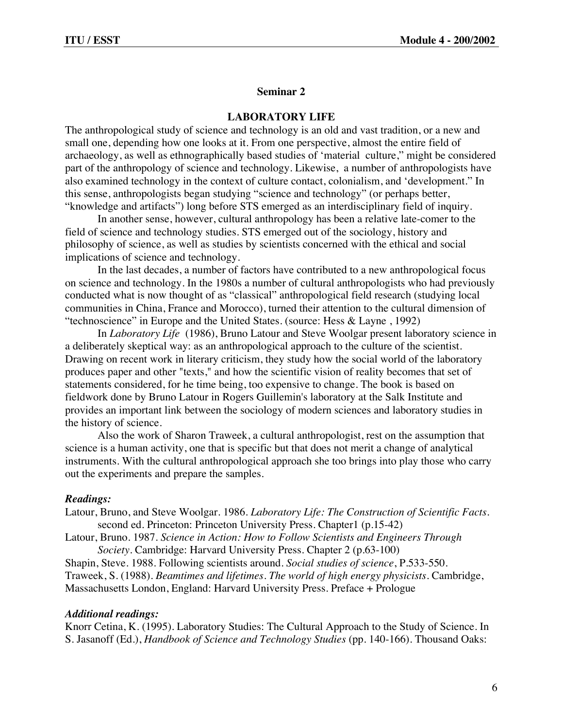## Seminar 2

### LABORATORY LIFE

The anthropological study of science and technology is an old and vast tradition, or a new and small one, depending how one looks at it. From one perspective, almost the entire field of archaeology, as well as ethnographically based studies of 'material culture," might be considered part of the anthropology of science and technology. Likewise, a number of anthropologists have also examined technology in the context of culture contact, colonialism, and 'development." In this sense, anthropologists began studying "science and technology" (or perhaps better, "knowledge and artifacts") long before STS emerged as an interdisciplinary field of inquiry.

In another sense, however, cultural anthropology has been a relative late-comer to the field of science and technology studies. STS emerged out of the sociology, history and philosophy of science, as well as studies by scientists concerned with the ethical and social implications of science and technology.

In the last decades, a number of factors have contributed to a new anthropological focus on science and technology. In the 1980s a number of cultural anthropologists who had previously conducted what is now thought of as "classical" anthropological field research (studying local communities in China, France and Morocco), turned their attention to the cultural dimension of "technoscience" in Europe and the United States. (source: Hess & Layne , 1992)

In *Laboratory Life* (1986), Bruno Latour and Steve Woolgar present laboratory science in a deliberately skeptical way: as an anthropological approach to the culture of the scientist. Drawing on recent work in literary criticism, they study how the social world of the laboratory produces paper and other "texts," and how the scientific vision of reality becomes that set of statements considered, for he time being, too expensive to change. The book is based on fieldwork done by Bruno Latour in Rogers Guillemin's laboratory at the Salk Institute and provides an important link between the sociology of modern sciences and laboratory studies in the history of science.

Also the work of Sharon Traweek, a cultural anthropologist, rest on the assumption that science is a human activity, one that is specific but that does not merit a change of analytical instruments. With the cultural anthropological approach she too brings into play those who carry out the experiments and prepare the samples.

***Readings:***

Latour, Bruno, and Steve Woolgar. 1986. *Laboratory Life: The Construction of Scientific Facts*. second ed. Princeton: Princeton University Press. Chapter1 (p.15-42)

Latour, Bruno. 1987. *Science in Action: How to Follow Scientists and Engineers Through Society*. Cambridge: Harvard University Press. Chapter 2 (p.63-100)

Shapin, Steve. 1988. Following scientists around. *Social studies of science*, P.533-550.

Traweek, S. (1988). *Beamtimes and lifetimes. The world of high energy physicists*. Cambridge, Massachusetts London, England: Harvard University Press. Preface + Prologue

***Additional readings:***

Knorr Cetina, K. (1995). Laboratory Studies: The Cultural Approach to the Study of Science. In S. Jasanoff (Ed.), *Handbook of Science and Technology Studies* (pp. 140-166). Thousand Oaks: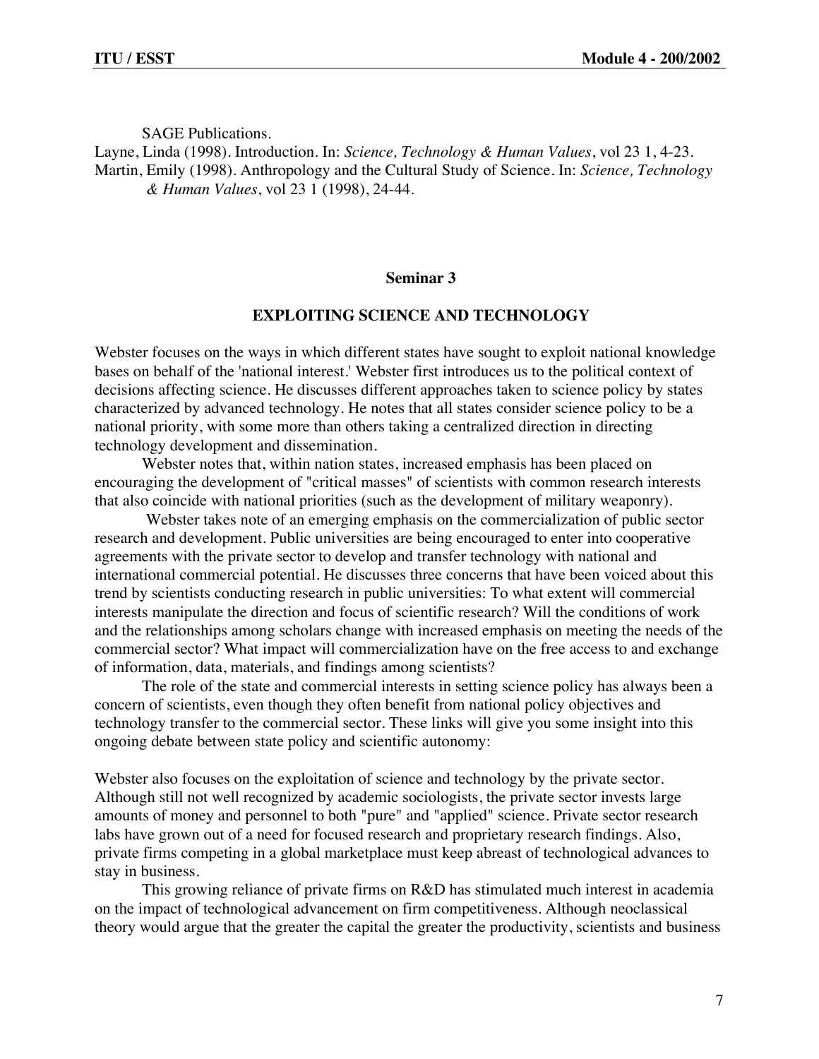SAGE Publications.

Layne, Linda (1998). Introduction. In: *Science, Technology & Human Values*, vol 23 1, 4-23.

Martin, Emily (1998). Anthropology and the Cultural Study of Science. In: *Science, Technology & Human Values*, vol 23 1 (1998), 24-44.

## Seminar 3

### EXPLOITING SCIENCE AND TECHNOLOGY

Webster focuses on the ways in which different states have sought to exploit national knowledge bases on behalf of the 'national interest.' Webster first introduces us to the political context of decisions affecting science. He discusses different approaches taken to science policy by states characterized by advanced technology. He notes that all states consider science policy to be a national priority, with some more than others taking a centralized direction in directing technology development and dissemination.

Webster notes that, within nation states, increased emphasis has been placed on encouraging the development of "critical masses" of scientists with common research interests that also coincide with national priorities (such as the development of military weaponry).

Webster takes note of an emerging emphasis on the commercialization of public sector research and development. Public universities are being encouraged to enter into cooperative agreements with the private sector to develop and transfer technology with national and international commercial potential. He discusses three concerns that have been voiced about this trend by scientists conducting research in public universities: To what extent will commercial interests manipulate the direction and focus of scientific research? Will the conditions of work and the relationships among scholars change with increased emphasis on meeting the needs of the commercial sector? What impact will commercialization have on the free access to and exchange of information, data, materials, and findings among scientists?

The role of the state and commercial interests in setting science policy has always been a concern of scientists, even though they often benefit from national policy objectives and technology transfer to the commercial sector. These links will give you some insight into this ongoing debate between state policy and scientific autonomy:

Webster also focuses on the exploitation of science and technology by the private sector. Although still not well recognized by academic sociologists, the private sector invests large amounts of money and personnel to both "pure" and "applied" science. Private sector research labs have grown out of a need for focused research and proprietary research findings. Also, private firms competing in a global marketplace must keep abreast of technological advances to stay in business.

This growing reliance of private firms on R&D has stimulated much interest in academia on the impact of technological advancement on firm competitiveness. Although neoclassical theory would argue that the greater the capital the greater the productivity, scientists and business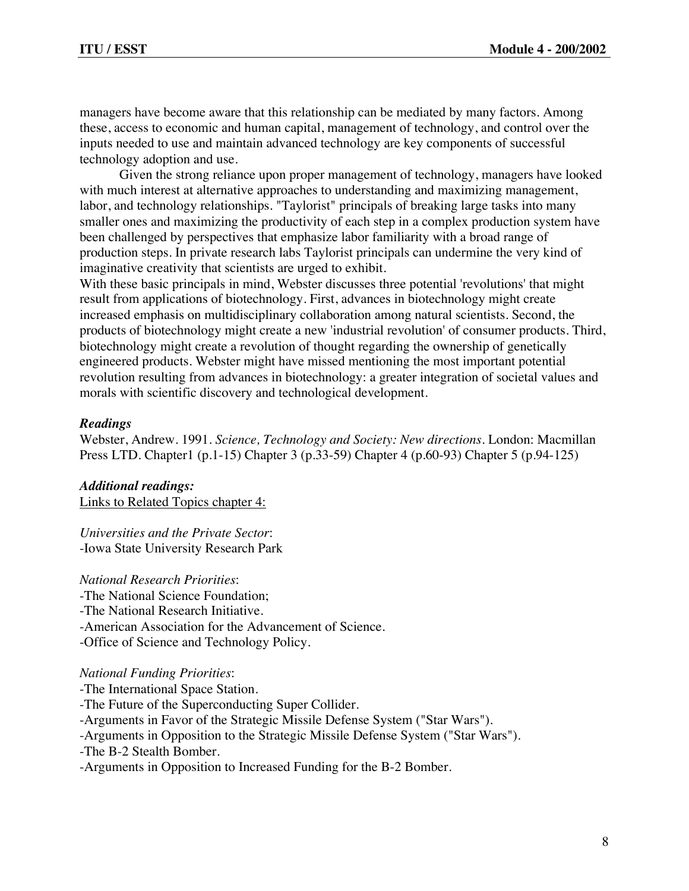managers have become aware that this relationship can be mediated by many factors. Among these, access to economic and human capital, management of technology, and control over the inputs needed to use and maintain advanced technology are key components of successful technology adoption and use.

Given the strong reliance upon proper management of technology, managers have looked with much interest at alternative approaches to understanding and maximizing management, labor, and technology relationships. "Taylorist" principals of breaking large tasks into many smaller ones and maximizing the productivity of each step in a complex production system have been challenged by perspectives that emphasize labor familiarity with a broad range of production steps. In private research labs Taylorist principals can undermine the very kind of imaginative creativity that scientists are urged to exhibit.

With these basic principals in mind, Webster discusses three potential 'revolutions' that might result from applications of biotechnology. First, advances in biotechnology might create increased emphasis on multidisciplinary collaboration among natural scientists. Second, the products of biotechnology might create a new 'industrial revolution' of consumer products. Third, biotechnology might create a revolution of thought regarding the ownership of genetically engineered products. Webster might have missed mentioning the most important potential revolution resulting from advances in biotechnology: a greater integration of societal values and morals with scientific discovery and technological development.

***Readings***

Webster, Andrew. 1991. *Science, Technology and Society: New directions*. London: Macmillan Press LTD. Chapter1 (p.1-15) Chapter 3 (p.33-59) Chapter 4 (p.60-93) Chapter 5 (p.94-125)

***Additional readings:***

<u>Links to Related Topics chapter 4:</u>

*Universities and the Private Sector*:
-Iowa State University Research Park

*National Research Priorities*:
-The National Science Foundation;
-The National Research Initiative.
-American Association for the Advancement of Science.
-Office of Science and Technology Policy.

*National Funding Priorities*:
-The International Space Station.
-The Future of the Superconducting Super Collider.
-Arguments in Favor of the Strategic Missile Defense System ("Star Wars").
-Arguments in Opposition to the Strategic Missile Defense System ("Star Wars").
-The B-2 Stealth Bomber.
-Arguments in Opposition to Increased Funding for the B-2 Bomber.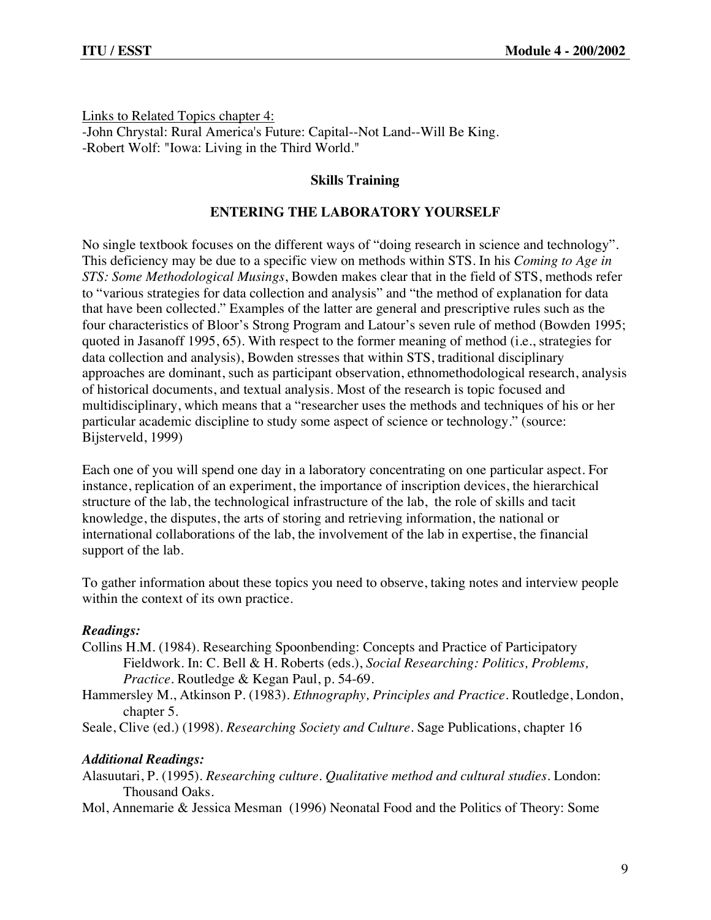Links to Related Topics chapter 4:
-John Chrystal: Rural America's Future: Capital--Not Land--Will Be King.
-Robert Wolf: "Iowa: Living in the Third World."

**Skills Training**

**ENTERING THE LABORATORY YOURSELF**

No single textbook focuses on the different ways of "doing research in science and technology". This deficiency may be due to a specific view on methods within STS. In his *Coming to Age in STS: Some Methodological Musings*, Bowden makes clear that in the field of STS, methods refer to "various strategies for data collection and analysis" and "the method of explanation for data that have been collected." Examples of the latter are general and prescriptive rules such as the four characteristics of Bloor's Strong Program and Latour's seven rule of method (Bowden 1995; quoted in Jasanoff 1995, 65). With respect to the former meaning of method (i.e., strategies for data collection and analysis), Bowden stresses that within STS, traditional disciplinary approaches are dominant, such as participant observation, ethnomethodological research, analysis of historical documents, and textual analysis. Most of the research is topic focused and multidisciplinary, which means that a "researcher uses the methods and techniques of his or her particular academic discipline to study some aspect of science or technology." (source: Bijsterveld, 1999)

Each one of you will spend one day in a laboratory concentrating on one particular aspect. For instance, replication of an experiment, the importance of inscription devices, the hierarchical structure of the lab, the technological infrastructure of the lab, the role of skills and tacit knowledge, the disputes, the arts of storing and retrieving information, the national or international collaborations of the lab, the involvement of the lab in expertise, the financial support of the lab.

To gather information about these topics you need to observe, taking notes and interview people within the context of its own practice.

***Readings:***

Collins H.M. (1984). Researching Spoonbending: Concepts and Practice of Participatory Fieldwork. In: C. Bell & H. Roberts (eds.), *Social Researching: Politics, Problems, Practice*. Routledge & Kegan Paul, p. 54-69.

Hammersley M., Atkinson P. (1983). *Ethnography, Principles and Practice*. Routledge, London, chapter 5.

Seale, Clive (ed.) (1998). *Researching Society and Culture*. Sage Publications, chapter 16

***Additional Readings:***

Alasuutari, P. (1995). *Researching culture. Qualitative method and cultural studies.* London: Thousand Oaks.

Mol, Annemarie & Jessica Mesman (1996) Neonatal Food and the Politics of Theory: Some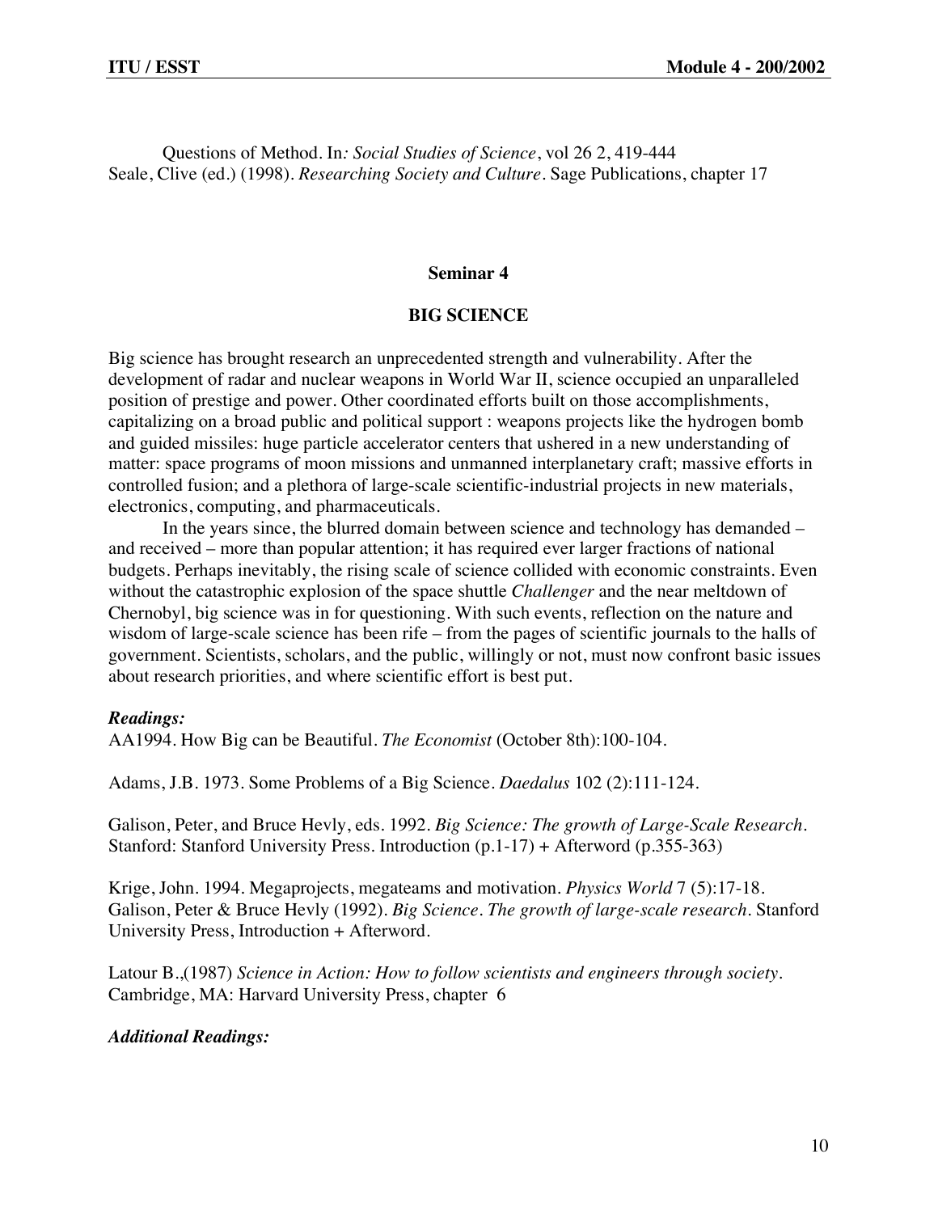Questions of Method. In*: Social Studies of Science*, vol 26 2, 419-444
Seale, Clive (ed.) (1998). *Researching Society and Culture*. Sage Publications, chapter 17

## Seminar 4

## BIG SCIENCE

Big science has brought research an unprecedented strength and vulnerability. After the development of radar and nuclear weapons in World War II, science occupied an unparalleled position of prestige and power. Other coordinated efforts built on those accomplishments, capitalizing on a broad public and political support : weapons projects like the hydrogen bomb and guided missiles: huge particle accelerator centers that ushered in a new understanding of matter: space programs of moon missions and unmanned interplanetary craft; massive efforts in controlled fusion; and a plethora of large-scale scientific-industrial projects in new materials, electronics, computing, and pharmaceuticals.

In the years since, the blurred domain between science and technology has demanded – and received – more than popular attention; it has required ever larger fractions of national budgets. Perhaps inevitably, the rising scale of science collided with economic constraints. Even without the catastrophic explosion of the space shuttle *Challenger* and the near meltdown of Chernobyl, big science was in for questioning. With such events, reflection on the nature and wisdom of large-scale science has been rife – from the pages of scientific journals to the halls of government. Scientists, scholars, and the public, willingly or not, must now confront basic issues about research priorities, and where scientific effort is best put.

***Readings:***

AA1994. How Big can be Beautiful. *The Economist* (October 8th):100-104.

Adams, J.B. 1973. Some Problems of a Big Science. *Daedalus* 102 (2):111-124.

Galison, Peter, and Bruce Hevly, eds. 1992. *Big Science: The growth of Large-Scale Research*. Stanford: Stanford University Press. Introduction (p.1-17) + Afterword (p.355-363)

Krige, John. 1994. Megaprojects, megateams and motivation. *Physics World* 7 (5):17-18.
Galison, Peter & Bruce Hevly (1992). *Big Science. The growth of large-scale research*. Stanford University Press, Introduction + Afterword.

Latour B.,(1987) *Science in Action: How to follow scientists and engineers through society*. Cambridge, MA: Harvard University Press, chapter 6

***Additional Readings:***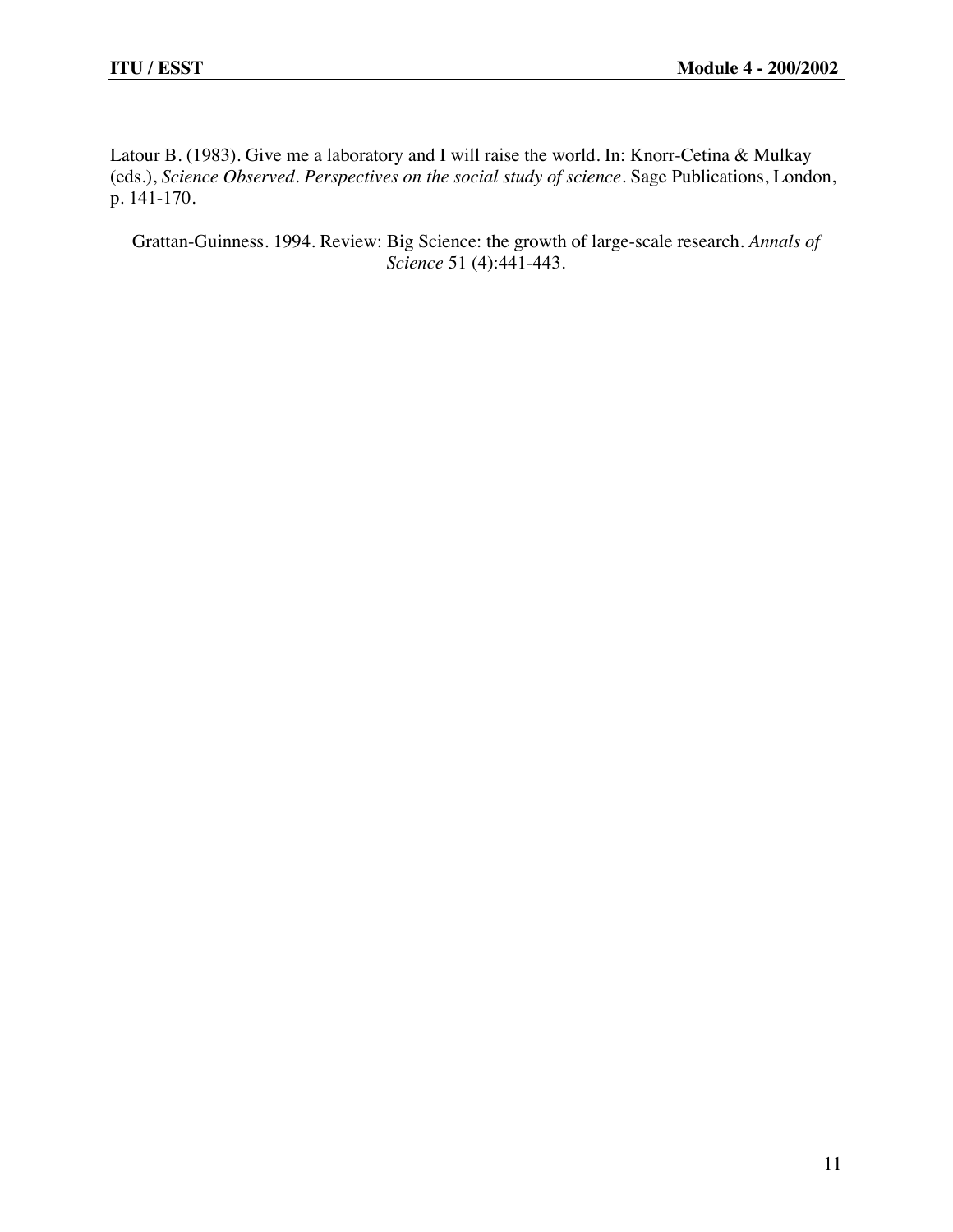Latour B. (1983). Give me a laboratory and I will raise the world. In: Knorr-Cetina & Mulkay (eds.), *Science Observed. Perspectives on the social study of science*. Sage Publications, London, p. 141-170.

Grattan-Guinness. 1994. Review: Big Science: the growth of large-scale research. *Annals of Science* 51 (4):441-443.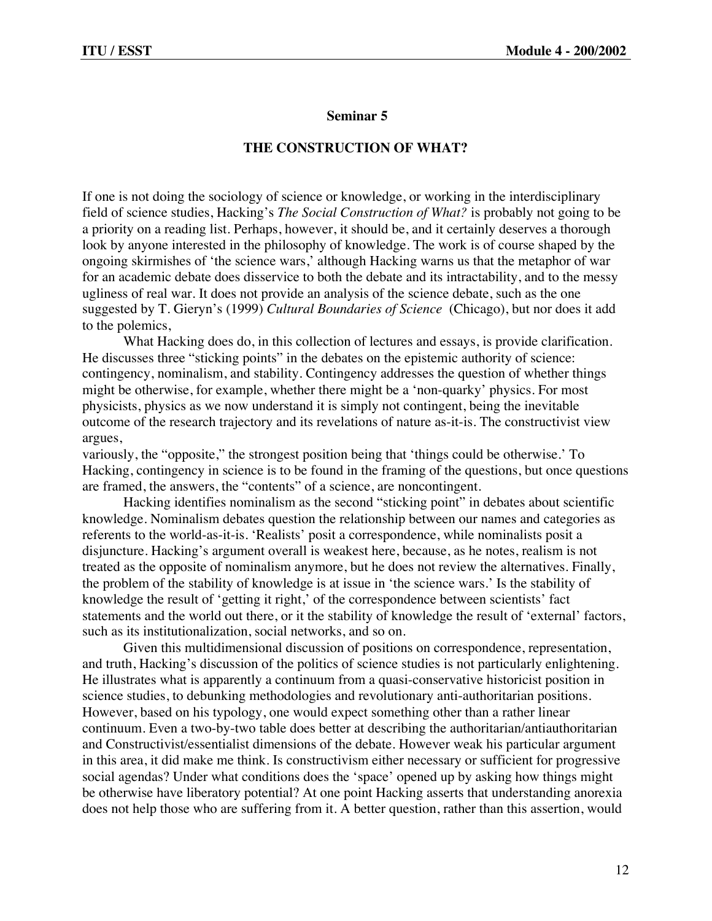## Seminar 5

## THE CONSTRUCTION OF WHAT?

If one is not doing the sociology of science or knowledge, or working in the interdisciplinary field of science studies, Hacking's *The Social Construction of What?* is probably not going to be a priority on a reading list. Perhaps, however, it should be, and it certainly deserves a thorough look by anyone interested in the philosophy of knowledge. The work is of course shaped by the ongoing skirmishes of 'the science wars,' although Hacking warns us that the metaphor of war for an academic debate does disservice to both the debate and its intractability, and to the messy ugliness of real war. It does not provide an analysis of the science debate, such as the one suggested by T. Gieryn's (1999) *Cultural Boundaries of Science* (Chicago), but nor does it add to the polemics,

What Hacking does do, in this collection of lectures and essays, is provide clarification. He discusses three "sticking points" in the debates on the epistemic authority of science: contingency, nominalism, and stability. Contingency addresses the question of whether things might be otherwise, for example, whether there might be a 'non-quarky' physics. For most physicists, physics as we now understand it is simply not contingent, being the inevitable outcome of the research trajectory and its revelations of nature as-it-is. The constructivist view argues,
variously, the "opposite," the strongest position being that 'things could be otherwise.' To Hacking, contingency in science is to be found in the framing of the questions, but once questions are framed, the answers, the "contents" of a science, are noncontingent.

Hacking identifies nominalism as the second "sticking point" in debates about scientific knowledge. Nominalism debates question the relationship between our names and categories as referents to the world-as-it-is. 'Realists' posit a correspondence, while nominalists posit a disjuncture. Hacking's argument overall is weakest here, because, as he notes, realism is not treated as the opposite of nominalism anymore, but he does not review the alternatives. Finally, the problem of the stability of knowledge is at issue in 'the science wars.' Is the stability of knowledge the result of 'getting it right,' of the correspondence between scientists' fact statements and the world out there, or it the stability of knowledge the result of 'external' factors, such as its institutionalization, social networks, and so on.

Given this multidimensional discussion of positions on correspondence, representation, and truth, Hacking's discussion of the politics of science studies is not particularly enlightening. He illustrates what is apparently a continuum from a quasi-conservative historicist position in science studies, to debunking methodologies and revolutionary anti-authoritarian positions. However, based on his typology, one would expect something other than a rather linear continuum. Even a two-by-two table does better at describing the authoritarian/antiauthoritarian and Constructivist/essentialist dimensions of the debate. However weak his particular argument in this area, it did make me think. Is constructivism either necessary or sufficient for progressive social agendas? Under what conditions does the 'space' opened up by asking how things might be otherwise have liberatory potential? At one point Hacking asserts that understanding anorexia does not help those who are suffering from it. A better question, rather than this assertion, would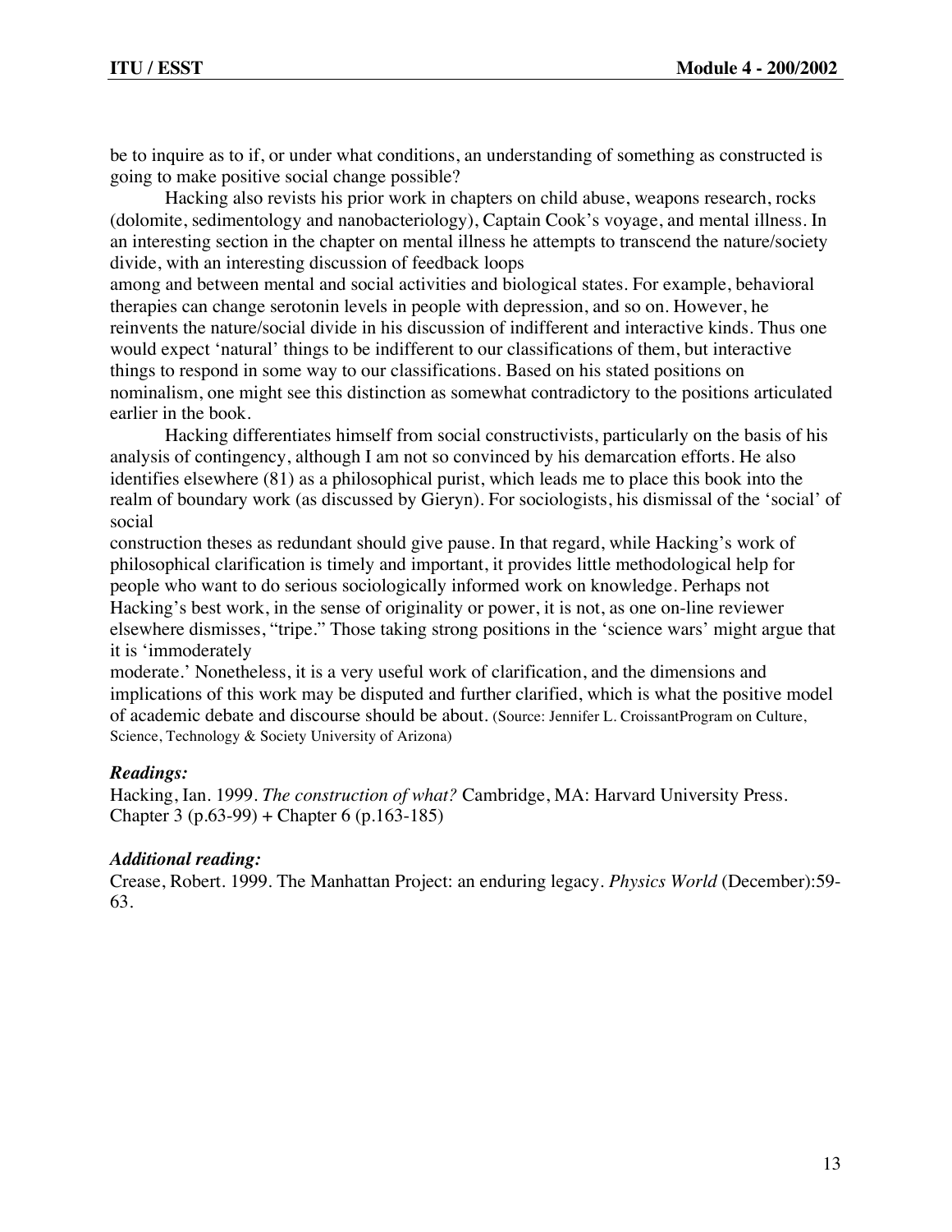be to inquire as to if, or under what conditions, an understanding of something as constructed is going to make positive social change possible?

Hacking also revists his prior work in chapters on child abuse, weapons research, rocks (dolomite, sedimentology and nanobacteriology), Captain Cook's voyage, and mental illness. In an interesting section in the chapter on mental illness he attempts to transcend the nature/society divide, with an interesting discussion of feedback loops among and between mental and social activities and biological states. For example, behavioral therapies can change serotonin levels in people with depression, and so on. However, he reinvents the nature/social divide in his discussion of indifferent and interactive kinds. Thus one would expect 'natural' things to be indifferent to our classifications of them, but interactive things to respond in some way to our classifications. Based on his stated positions on nominalism, one might see this distinction as somewhat contradictory to the positions articulated earlier in the book.

Hacking differentiates himself from social constructivists, particularly on the basis of his analysis of contingency, although I am not so convinced by his demarcation efforts. He also identifies elsewhere (81) as a philosophical purist, which leads me to place this book into the realm of boundary work (as discussed by Gieryn). For sociologists, his dismissal of the 'social' of social construction theses as redundant should give pause. In that regard, while Hacking's work of philosophical clarification is timely and important, it provides little methodological help for people who want to do serious sociologically informed work on knowledge. Perhaps not Hacking's best work, in the sense of originality or power, it is not, as one on-line reviewer elsewhere dismisses, "tripe." Those taking strong positions in the 'science wars' might argue that it is 'immoderately moderate.' Nonetheless, it is a very useful work of clarification, and the dimensions and implications of this work may be disputed and further clarified, which is what the positive model of academic debate and discourse should be about. (Source: Jennifer L. CroissantProgram on Culture, Science, Technology & Society University of Arizona)

***Readings:***

Hacking, Ian. 1999. *The construction of what?* Cambridge, MA: Harvard University Press. Chapter 3 (p.63-99) + Chapter 6 (p.163-185)

***Additional reading:***

Crease, Robert. 1999. The Manhattan Project: an enduring legacy. *Physics World* (December):59-63.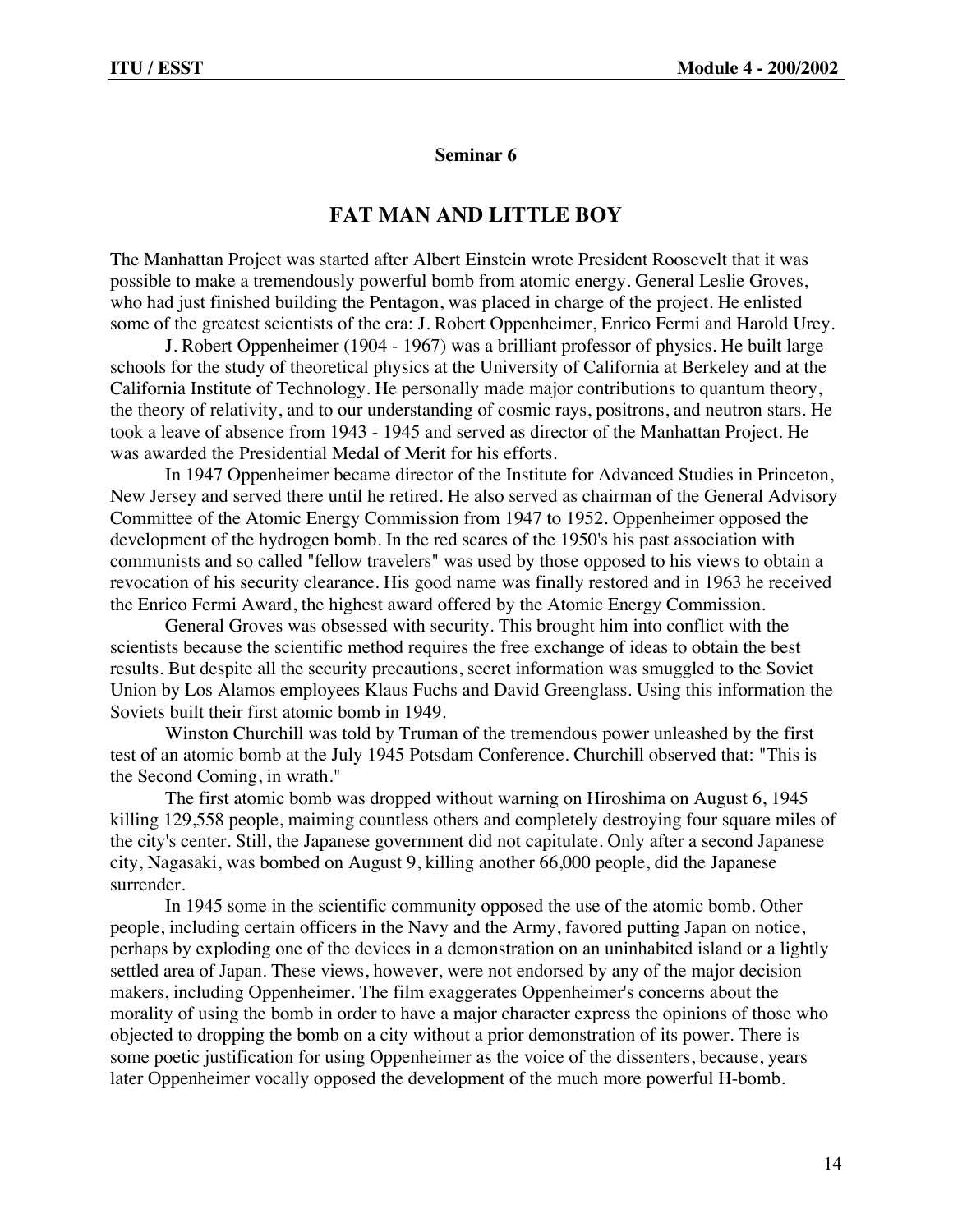## Seminar 6

# FAT MAN AND LITTLE BOY

The Manhattan Project was started after Albert Einstein wrote President Roosevelt that it was possible to make a tremendously powerful bomb from atomic energy. General Leslie Groves, who had just finished building the Pentagon, was placed in charge of the project. He enlisted some of the greatest scientists of the era: J. Robert Oppenheimer, Enrico Fermi and Harold Urey.

J. Robert Oppenheimer (1904 - 1967) was a brilliant professor of physics. He built large schools for the study of theoretical physics at the University of California at Berkeley and at the California Institute of Technology. He personally made major contributions to quantum theory, the theory of relativity, and to our understanding of cosmic rays, positrons, and neutron stars. He took a leave of absence from 1943 - 1945 and served as director of the Manhattan Project. He was awarded the Presidential Medal of Merit for his efforts.

In 1947 Oppenheimer became director of the Institute for Advanced Studies in Princeton, New Jersey and served there until he retired. He also served as chairman of the General Advisory Committee of the Atomic Energy Commission from 1947 to 1952. Oppenheimer opposed the development of the hydrogen bomb. In the red scares of the 1950's his past association with communists and so called "fellow travelers" was used by those opposed to his views to obtain a revocation of his security clearance. His good name was finally restored and in 1963 he received the Enrico Fermi Award, the highest award offered by the Atomic Energy Commission.

General Groves was obsessed with security. This brought him into conflict with the scientists because the scientific method requires the free exchange of ideas to obtain the best results. But despite all the security precautions, secret information was smuggled to the Soviet Union by Los Alamos employees Klaus Fuchs and David Greenglass. Using this information the Soviets built their first atomic bomb in 1949.

Winston Churchill was told by Truman of the tremendous power unleashed by the first test of an atomic bomb at the July 1945 Potsdam Conference. Churchill observed that: "This is the Second Coming, in wrath."

The first atomic bomb was dropped without warning on Hiroshima on August 6, 1945 killing 129,558 people, maiming countless others and completely destroying four square miles of the city's center. Still, the Japanese government did not capitulate. Only after a second Japanese city, Nagasaki, was bombed on August 9, killing another 66,000 people, did the Japanese surrender.

In 1945 some in the scientific community opposed the use of the atomic bomb. Other people, including certain officers in the Navy and the Army, favored putting Japan on notice, perhaps by exploding one of the devices in a demonstration on an uninhabited island or a lightly settled area of Japan. These views, however, were not endorsed by any of the major decision makers, including Oppenheimer. The film exaggerates Oppenheimer's concerns about the morality of using the bomb in order to have a major character express the opinions of those who objected to dropping the bomb on a city without a prior demonstration of its power. There is some poetic justification for using Oppenheimer as the voice of the dissenters, because, years later Oppenheimer vocally opposed the development of the much more powerful H-bomb.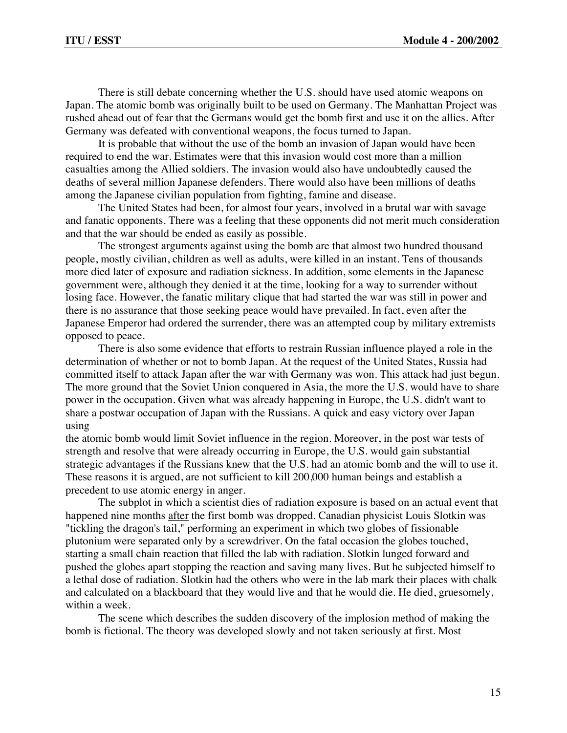There is still debate concerning whether the U.S. should have used atomic weapons on Japan. The atomic bomb was originally built to be used on Germany. The Manhattan Project was rushed ahead out of fear that the Germans would get the bomb first and use it on the allies. After Germany was defeated with conventional weapons, the focus turned to Japan.

It is probable that without the use of the bomb an invasion of Japan would have been required to end the war. Estimates were that this invasion would cost more than a million casualties among the Allied soldiers. The invasion would also have undoubtedly caused the deaths of several million Japanese defenders. There would also have been millions of deaths among the Japanese civilian population from fighting, famine and disease.

The United States had been, for almost four years, involved in a brutal war with savage and fanatic opponents. There was a feeling that these opponents did not merit much consideration and that the war should be ended as easily as possible.

The strongest arguments against using the bomb are that almost two hundred thousand people, mostly civilian, children as well as adults, were killed in an instant. Tens of thousands more died later of exposure and radiation sickness. In addition, some elements in the Japanese government were, although they denied it at the time, looking for a way to surrender without losing face. However, the fanatic military clique that had started the war was still in power and there is no assurance that those seeking peace would have prevailed. In fact, even after the Japanese Emperor had ordered the surrender, there was an attempted coup by military extremists opposed to peace.

There is also some evidence that efforts to restrain Russian influence played a role in the determination of whether or not to bomb Japan. At the request of the United States, Russia had committed itself to attack Japan after the war with Germany was won. This attack had just begun. The more ground that the Soviet Union conquered in Asia, the more the U.S. would have to share power in the occupation. Given what was already happening in Europe, the U.S. didn't want to share a postwar occupation of Japan with the Russians. A quick and easy victory over Japan using the atomic bomb would limit Soviet influence in the region. Moreover, in the post war tests of strength and resolve that were already occurring in Europe, the U.S. would gain substantial strategic advantages if the Russians knew that the U.S. had an atomic bomb and the will to use it. These reasons it is argued, are not sufficient to kill 200,000 human beings and establish a precedent to use atomic energy in anger.

The subplot in which a scientist dies of radiation exposure is based on an actual event that happened nine months after the first bomb was dropped. Canadian physicist Louis Slotkin was "tickling the dragon's tail," performing an experiment in which two globes of fissionable plutonium were separated only by a screwdriver. On the fatal occasion the globes touched, starting a small chain reaction that filled the lab with radiation. Slotkin lunged forward and pushed the globes apart stopping the reaction and saving many lives. But he subjected himself to a lethal dose of radiation. Slotkin had the others who were in the lab mark their places with chalk and calculated on a blackboard that they would live and that he would die. He died, gruesomely, within a week.

The scene which describes the sudden discovery of the implosion method of making the bomb is fictional. The theory was developed slowly and not taken seriously at first. Most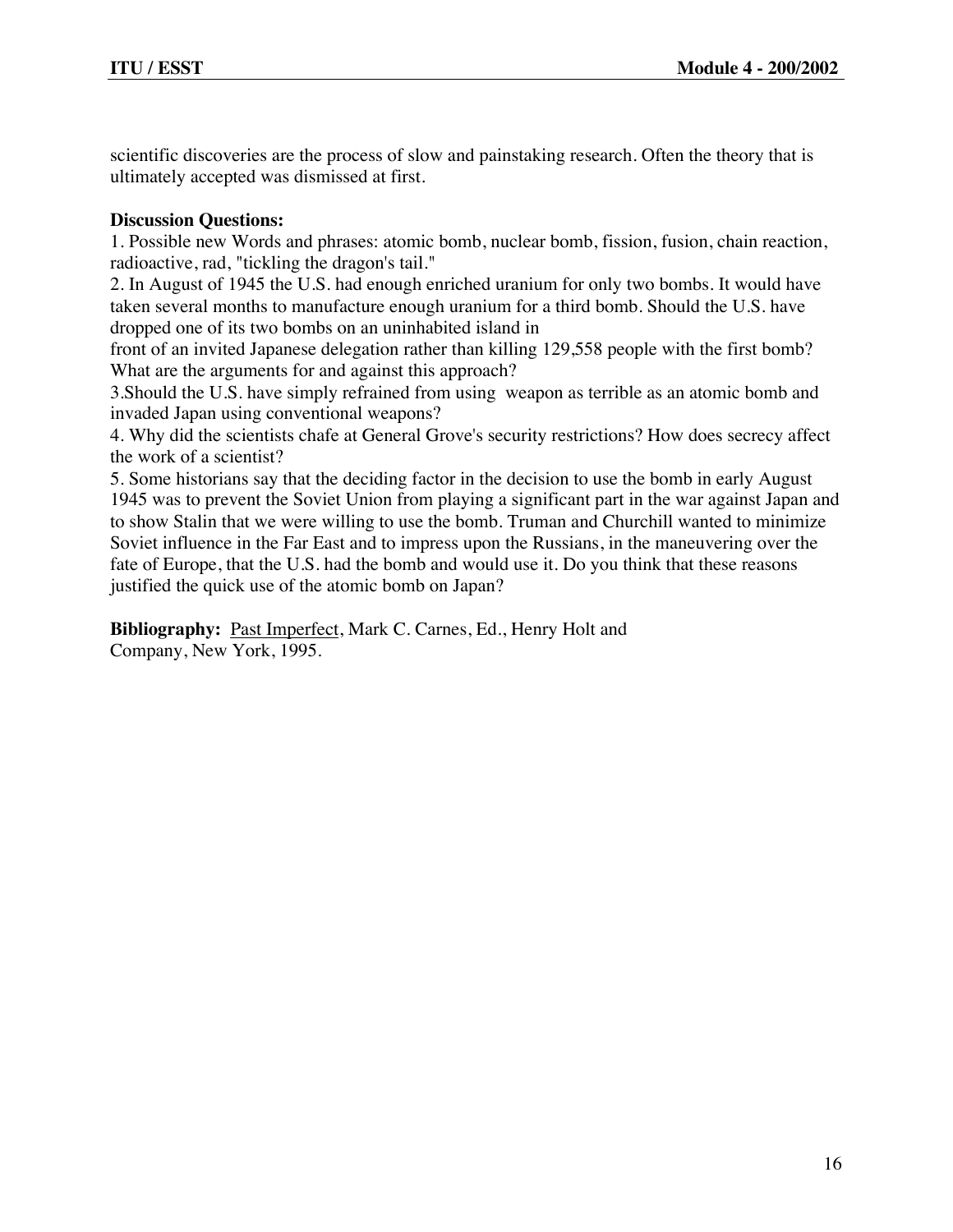scientific discoveries are the process of slow and painstaking research. Often the theory that is ultimately accepted was dismissed at first.

**Discussion Questions:**

1. Possible new Words and phrases: atomic bomb, nuclear bomb, fission, fusion, chain reaction, radioactive, rad, "tickling the dragon's tail."
2. In August of 1945 the U.S. had enough enriched uranium for only two bombs. It would have taken several months to manufacture enough uranium for a third bomb. Should the U.S. have dropped one of its two bombs on an uninhabited island in front of an invited Japanese delegation rather than killing 129,558 people with the first bomb? What are the arguments for and against this approach?
3. Should the U.S. have simply refrained from using weapon as terrible as an atomic bomb and invaded Japan using conventional weapons?
4. Why did the scientists chafe at General Grove's security restrictions? How does secrecy affect the work of a scientist?
5. Some historians say that the deciding factor in the decision to use the bomb in early August 1945 was to prevent the Soviet Union from playing a significant part in the war against Japan and to show Stalin that we were willing to use the bomb. Truman and Churchill wanted to minimize Soviet influence in the Far East and to impress upon the Russians, in the maneuvering over the fate of Europe, that the U.S. had the bomb and would use it. Do you think that these reasons justified the quick use of the atomic bomb on Japan?

**Bibliography:** Past Imperfect, Mark C. Carnes, Ed., Henry Holt and Company, New York, 1995.